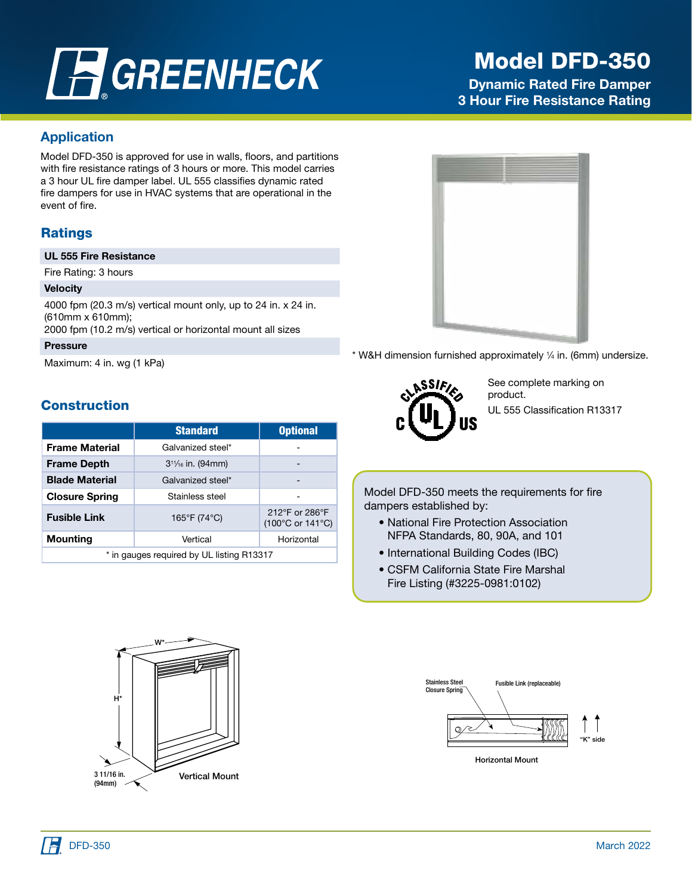# GREENHECK

# Model DFD-350

**Dynamic Rated Fire Damper**
**3 Hour Fire Resistance Rating**

## Application

Model DFD-350 is approved for use in walls, floors, and partitions with fire resistance ratings of 3 hours or more. This model carries a 3 hour UL fire damper label. UL 555 classifies dynamic rated fire dampers for use in HVAC systems that are operational in the event of fire.

## Ratings

**UL 555 Fire Resistance**

Fire Rating: 3 hours

**Velocity**

4000 fpm (20.3 m/s) vertical mount only, up to 24 in. x 24 in. (610mm x 610mm);
2000 fpm (10.2 m/s) vertical or horizontal mount all sizes

**Pressure**

Maximum: 4 in. wg (1 kPa)

## Construction

| | Standard | Optional |
|---|---|---|
| **Frame Material** | Galvanized steel* | - |
| **Frame Depth** | 3[11]⁄[16] in. (94mm) | - |
| **Blade Material** | Galvanized steel* | - |
| **Closure Spring** | Stainless steel | - |
| **Fusible Link** | 165°F (74°C) | 212°F or 286°F (100°C or 141°C) |
| **Mounting** | Vertical | Horizontal |

\* in gauges required by UL listing R13317

\* W&H dimension furnished approximately ¼ in. (6mm) undersize.

CLASSIFIED c UL US

See complete marking on product.

UL 555 Classification R13317

Model DFD-350 meets the requirements for fire dampers established by:

- National Fire Protection Association NFPA Standards, 80, 90A, and 101
- International Building Codes (IBC)
- CSFM California State Fire Marshal Fire Listing (#3225-0981:0102)

W*

H*

3 11/16 in.
(94mm)

Vertical Mount

Stainless Steel Closure Spring

Fusible Link (replaceable)

"K" side

Horizontal Mount

March 2022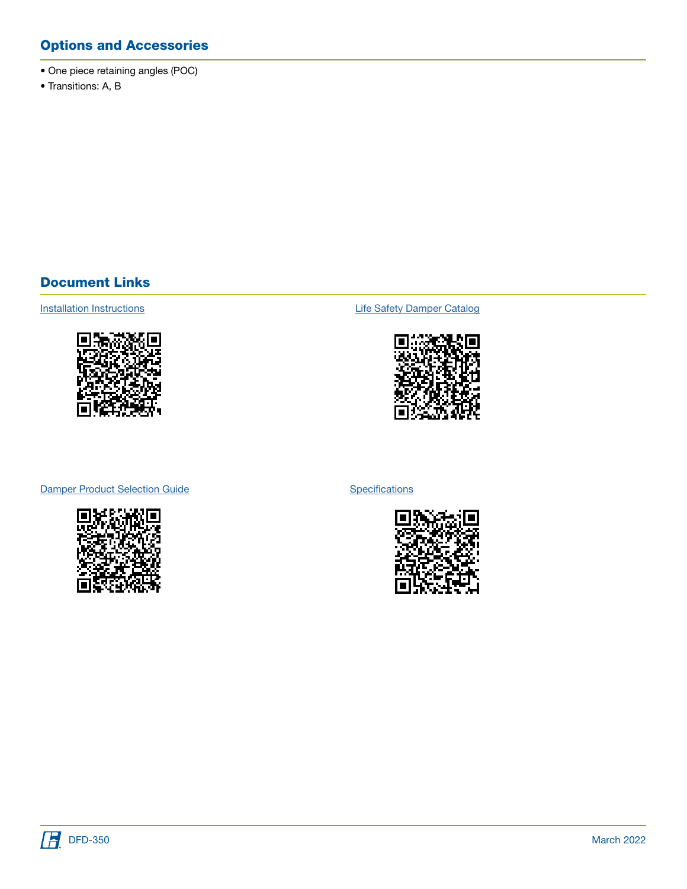## Options and Accessories

- One piece retaining angles (POC)
- Transitions: A, B

## Document Links

Installation Instructions

Life Safety Damper Catalog

Damper Product Selection Guide

Specifications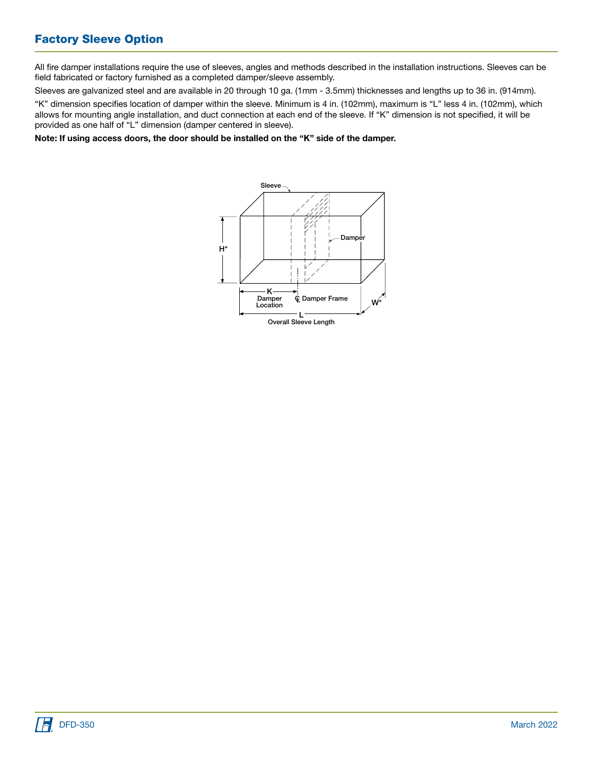## Factory Sleeve Option

All fire damper installations require the use of sleeves, angles and methods described in the installation instructions. Sleeves can be field fabricated or factory furnished as a completed damper/sleeve assembly.

Sleeves are galvanized steel and are available in 20 through 10 ga. (1mm - 3.5mm) thicknesses and lengths up to 36 in. (914mm).

"K" dimension specifies location of damper within the sleeve. Minimum is 4 in. (102mm), maximum is "L" less 4 in. (102mm), which allows for mounting angle installation, and duct connection at each end of the sleeve. If "K" dimension is not specified, it will be provided as one half of "L" dimension (damper centered in sleeve).

**Note: If using access doors, the door should be installed on the "K" side of the damper.**

Sleeve

Damper

H*

W*

K
Damper
Location

℄ Damper Frame

L
Overall Sleeve Length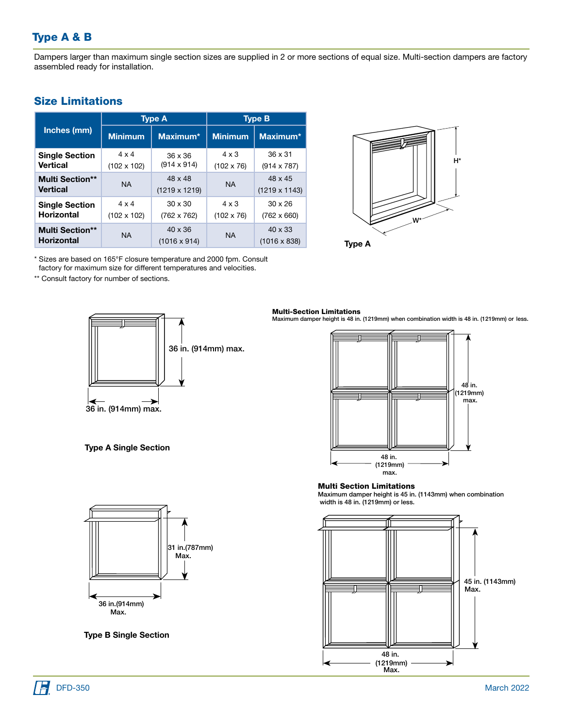## Type A & B

Dampers larger than maximum single section sizes are supplied in 2 or more sections of equal size. Multi-section dampers are factory assembled ready for installation.

### Size Limitations

| Inches (mm) | Type A | | Type B | |
|---|---|---|---|---|
| | Minimum | Maximum* | Minimum | Maximum* |
| **Single Section Vertical** | 4 x 4 (102 x 102) | 36 x 36 (914 x 914) | 4 x 3 (102 x 76) | 36 x 31 (914 x 787) |
| **Multi Section** Vertical** | NA | 48 x 48 (1219 x 1219) | NA | 48 x 45 (1219 x 1143) |
| **Single Section Horizontal** | 4 x 4 (102 x 102) | 30 x 30 (762 x 762) | 4 x 3 (102 x 76) | 30 x 26 (762 x 660) |
| **Multi Section** Horizontal** | NA | 40 x 36 (1016 x 914) | NA | 40 x 33 (1016 x 838) |

\* Sizes are based on 165°F closure temperature and 2000 fpm. Consult factory for maximum size for different temperatures and velocities.

** Consult factory for number of sections.

H*

W*

**Type A**

36 in. (914mm) max.

36 in. (914mm) max.

**Type A Single Section**

**Multi-Section Limitations**
Maximum damper height is 48 in. (1219mm) when combination width is 48 in. (1219mm) or less.

48 in. (1219mm) max.

48 in. (1219mm) max.

31 in.(787mm) Max.

36 in.(914mm) Max.

**Type B Single Section**

**Multi Section Limitations**
Maximum damper height is 45 in. (1143mm) when combination width is 48 in. (1219mm) or less.

45 in. (1143mm) Max.

48 in. (1219mm) Max.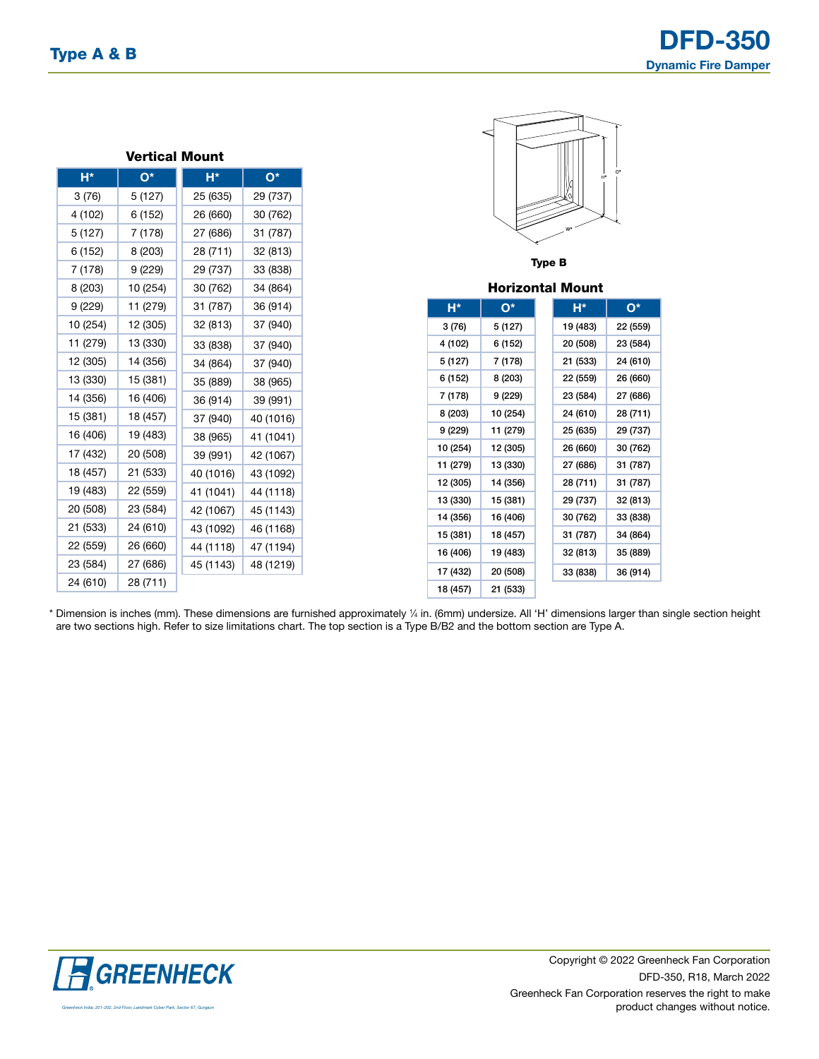## Type A & B

# DFD-350

**Dynamic Fire Damper**

### Vertical Mount

| H* | O* | H* | O* |
|---|---|---|---|
| 3 (76) | 5 (127) | 25 (635) | 29 (737) |
| 4 (102) | 6 (152) | 26 (660) | 30 (762) |
| 5 (127) | 7 (178) | 27 (686) | 31 (787) |
| 6 (152) | 8 (203) | 28 (711) | 32 (813) |
| 7 (178) | 9 (229) | 29 (737) | 33 (838) |
| 8 (203) | 10 (254) | 30 (762) | 34 (864) |
| 9 (229) | 11 (279) | 31 (787) | 36 (914) |
| 10 (254) | 12 (305) | 32 (813) | 37 (940) |
| 11 (279) | 13 (330) | 33 (838) | 37 (940) |
| 12 (305) | 14 (356) | 34 (864) | 37 (940) |
| 13 (330) | 15 (381) | 35 (889) | 38 (965) |
| 14 (356) | 16 (406) | 36 (914) | 39 (991) |
| 15 (381) | 18 (457) | 37 (940) | 40 (1016) |
| 16 (406) | 19 (483) | 38 (965) | 41 (1041) |
| 17 (432) | 20 (508) | 39 (991) | 42 (1067) |
| 18 (457) | 21 (533) | 40 (1016) | 43 (1092) |
| 19 (483) | 22 (559) | 41 (1041) | 44 (1118) |
| 20 (508) | 23 (584) | 42 (1067) | 45 (1143) |
| 21 (533) | 24 (610) | 43 (1092) | 46 (1168) |
| 22 (559) | 26 (660) | 44 (1118) | 47 (1194) |
| 23 (584) | 27 (686) | 45 (1143) | 48 (1219) |
| 24 (610) | 28 (711) | | |

Type B

### Horizontal Mount

| H* | O* | H* | O* |
|---|---|---|---|
| 3 (76) | 5 (127) | 19 (483) | 22 (559) |
| 4 (102) | 6 (152) | 20 (508) | 23 (584) |
| 5 (127) | 7 (178) | 21 (533) | 24 (610) |
| 6 (152) | 8 (203) | 22 (559) | 26 (660) |
| 7 (178) | 9 (229) | 23 (584) | 27 (686) |
| 8 (203) | 10 (254) | 24 (610) | 28 (711) |
| 9 (229) | 11 (279) | 25 (635) | 29 (737) |
| 10 (254) | 12 (305) | 26 (660) | 30 (762) |
| 11 (279) | 13 (330) | 27 (686) | 31 (787) |
| 12 (305) | 14 (356) | 28 (711) | 31 (787) |
| 13 (330) | 15 (381) | 29 (737) | 32 (813) |
| 14 (356) | 16 (406) | 30 (762) | 33 (838) |
| 15 (381) | 18 (457) | 31 (787) | 34 (864) |
| 16 (406) | 19 (483) | 32 (813) | 35 (889) |
| 17 (432) | 20 (508) | 33 (838) | 36 (914) |
| 18 (457) | 21 (533) | | |

\* Dimension is inches (mm). These dimensions are furnished approximately ¼ in. (6mm) undersize. All 'H' dimensions larger than single section height are two sections high. Refer to size limitations chart. The top section is a Type B/B2 and the bottom section are Type A.

Greenheck India: 201-202, 2nd Floor, Landmark Cyber Park, Sector 67, Gurgaon

Copyright © 2022 Greenheck Fan Corporation
DFD-350, R18, March 2022
Greenheck Fan Corporation reserves the right to make product changes without notice.